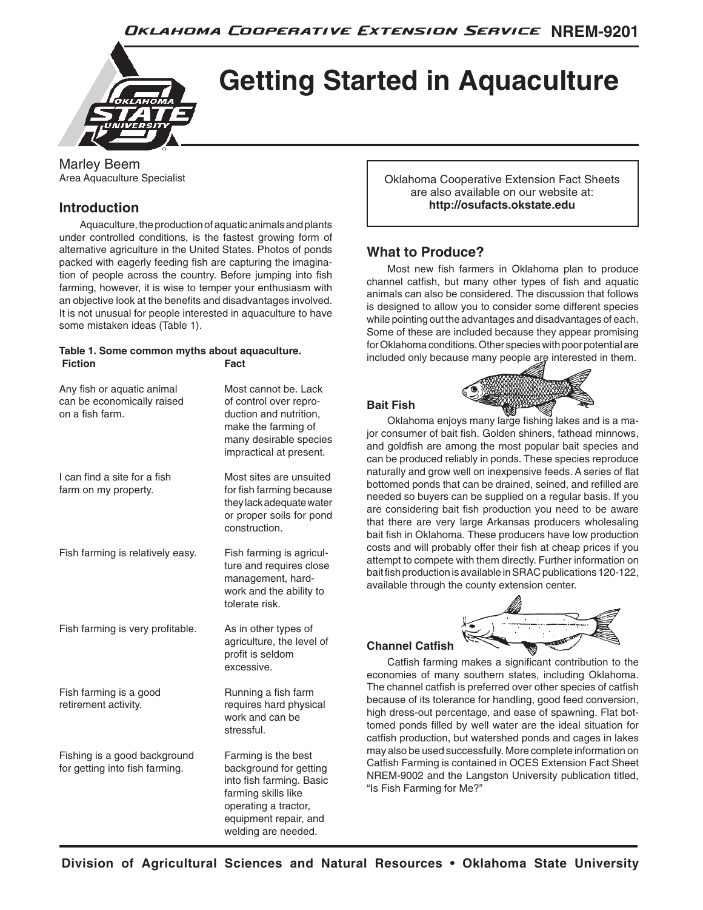# Getting Started in Aquaculture

Marley Beem
Area Aquaculture Specialist

Oklahoma Cooperative Extension Fact Sheets are also available on our website at: **http://osufacts.okstate.edu**

## Introduction

Aquaculture, the production of aquatic animals and plants under controlled conditions, is the fastest growing form of alternative agriculture in the United States. Photos of ponds packed with eagerly feeding fish are capturing the imagination of people across the country. Before jumping into fish farming, however, it is wise to temper your enthusiasm with an objective look at the benefits and disadvantages involved. It is not unusual for people interested in aquaculture to have some mistaken ideas (Table 1).

**Table 1. Some common myths about aquaculture.**

| Fiction | Fact |
|---|---|
| Any fish or aquatic animal can be economically raised on a fish farm. | Most cannot be. Lack of control over reproduction and nutrition, make the farming of many desirable species impractical at present. |
| I can find a site for a fish farm on my property. | Most sites are unsuited for fish farming because they lack adequate water or proper soils for pond construction. |
| Fish farming is relatively easy. | Fish farming is agriculture and requires close management, hardwork and the ability to tolerate risk. |
| Fish farming is very profitable. | As in other types of agriculture, the level of profit is seldom excessive. |
| Fish farming is a good retirement activity. | Running a fish farm requires hard physical work and can be stressful. |
| Fishing is a good background for getting into fish farming. | Farming is the best background for getting into fish farming. Basic farming skills like operating a tractor, equipment repair, and welding are needed. |

## What to Produce?

Most new fish farmers in Oklahoma plan to produce channel catfish, but many other types of fish and aquatic animals can also be considered. The discussion that follows is designed to allow you to consider some different species while pointing out the advantages and disadvantages of each. Some of these are included because they appear promising for Oklahoma conditions. Other species with poor potential are included only because many people are interested in them.

### Bait Fish

Oklahoma enjoys many large fishing lakes and is a major consumer of bait fish. Golden shiners, fathead minnows, and goldfish are among the most popular bait species and can be produced reliably in ponds. These species reproduce naturally and grow well on inexpensive feeds. A series of flat bottomed ponds that can be drained, seined, and refilled are needed so buyers can be supplied on a regular basis. If you are considering bait fish production you need to be aware that there are very large Arkansas producers wholesaling bait fish in Oklahoma. These producers have low production costs and will probably offer their fish at cheap prices if you attempt to compete with them directly. Further information on bait fish production is available in SRAC publications 120-122, available through the county extension center.

### Channel Catfish

Catfish farming makes a significant contribution to the economies of many southern states, including Oklahoma. The channel catfish is preferred over other species of catfish because of its tolerance for handling, good feed conversion, high dress-out percentage, and ease of spawning. Flat bottomed ponds filled by well water are the ideal situation for catfish production, but watershed ponds and cages in lakes may also be used successfully. More complete information on Catfish Farming is contained in OCES Extension Fact Sheet NREM-9002 and the Langston University publication titled, "Is Fish Farming for Me?"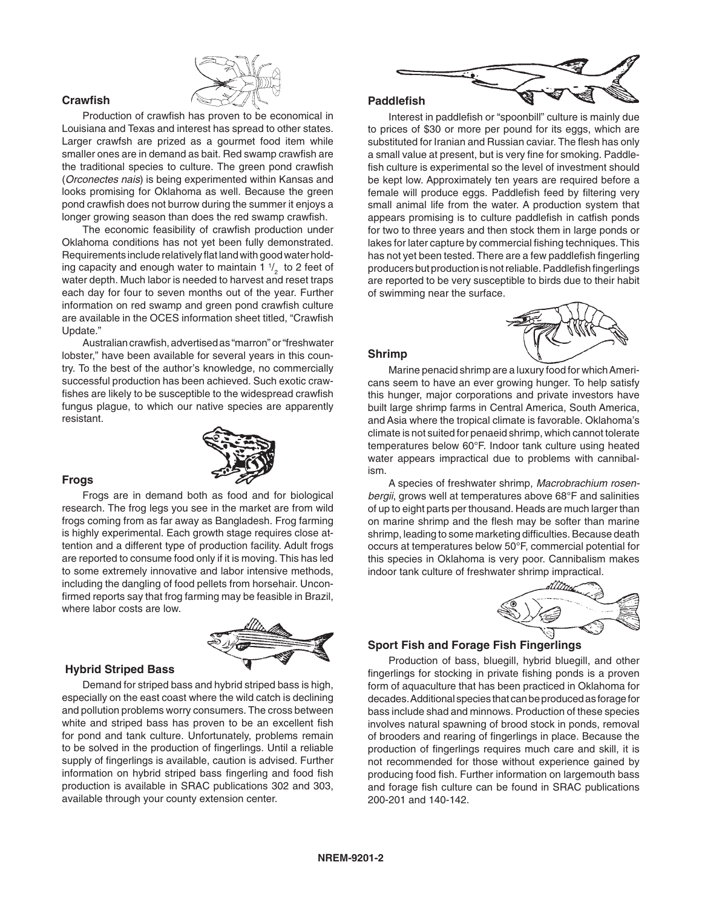### Crawfish

Production of crawfish has proven to be economical in Louisiana and Texas and interest has spread to other states. Larger crawfish are prized as a gourmet food item while smaller ones are in demand as bait. Red swamp crawfish are the traditional species to culture. The green pond crawfish (*Orconectes nais*) is being experimented within Kansas and looks promising for Oklahoma as well. Because the green pond crawfish does not burrow during the summer it enjoys a longer growing season than does the red swamp crawfish.

The economic feasibility of crawfish production under Oklahoma conditions has not yet been fully demonstrated. Requirements include relatively flat land with good water holding capacity and enough water to maintain 1 1/2 to 2 feet of water depth. Much labor is needed to harvest and reset traps each day for four to seven months out of the year. Further information on red swamp and green pond crawfish culture are available in the OCES information sheet titled, "Crawfish Update."

Australian crawfish, advertised as "marron" or "freshwater lobster," have been available for several years in this country. To the best of the author's knowledge, no commercially successful production has been achieved. Such exotic crawfishes are likely to be susceptible to the widespread crawfish fungus plague, to which our native species are apparently resistant.

### Frogs

Frogs are in demand both as food and for biological research. The frog legs you see in the market are from wild frogs coming from as far away as Bangladesh. Frog farming is highly experimental. Each growth stage requires close attention and a different type of production facility. Adult frogs are reported to consume food only if it is moving. This has led to some extremely innovative and labor intensive methods, including the dangling of food pellets from horsehair. Unconfirmed reports say that frog farming may be feasible in Brazil, where labor costs are low.

### Hybrid Striped Bass

Demand for striped bass and hybrid striped bass is high, especially on the east coast where the wild catch is declining and pollution problems worry consumers. The cross between white and striped bass has proven to be an excellent fish for pond and tank culture. Unfortunately, problems remain to be solved in the production of fingerlings. Until a reliable supply of fingerlings is available, caution is advised. Further information on hybrid striped bass fingerling and food fish production is available in SRAC publications 302 and 303, available through your county extension center.

### Paddlefish

Interest in paddlefish or "spoonbill" culture is mainly due to prices of $30 or more per pound for its eggs, which are substituted for Iranian and Russian caviar. The flesh has only a small value at present, but is very fine for smoking. Paddlefish culture is experimental so the level of investment should be kept low. Approximately ten years are required before a female will produce eggs. Paddlefish feed by filtering very small animal life from the water. A production system that appears promising is to culture paddlefish in catfish ponds for two to three years and then stock them in large ponds or lakes for later capture by commercial fishing techniques. This has not yet been tested. There are a few paddlefish fingerling producers but production is not reliable. Paddlefish fingerlings are reported to be very susceptible to birds due to their habit of swimming near the surface.

### Shrimp

Marine penacid shrimp are a luxury food for which Americans seem to have an ever growing hunger. To help satisfy this hunger, major corporations and private investors have built large shrimp farms in Central America, South America, and Asia where the tropical climate is favorable. Oklahoma's climate is not suited for penaeid shrimp, which cannot tolerate temperatures below 60°F. Indoor tank culture using heated water appears impractical due to problems with cannibalism.

A species of freshwater shrimp, *Macrobrachium rosenbergii*, grows well at temperatures above 68°F and salinities of up to eight parts per thousand. Heads are much larger than on marine shrimp and the flesh may be softer than marine shrimp, leading to some marketing difficulties. Because death occurs at temperatures below 50°F, commercial potential for this species in Oklahoma is very poor. Cannibalism makes indoor tank culture of freshwater shrimp impractical.

### Sport Fish and Forage Fish Fingerlings

Production of bass, bluegill, hybrid bluegill, and other fingerlings for stocking in private fishing ponds is a proven form of aquaculture that has been practiced in Oklahoma for decades. Additional species that can be produced as forage for bass include shad and minnows. Production of these species involves natural spawning of brood stock in ponds, removal of brooders and rearing of fingerlings in place. Because the production of fingerlings requires much care and skill, it is not recommended for those without experience gained by producing food fish. Further information on largemouth bass and forage fish culture can be found in SRAC publications 200-201 and 140-142.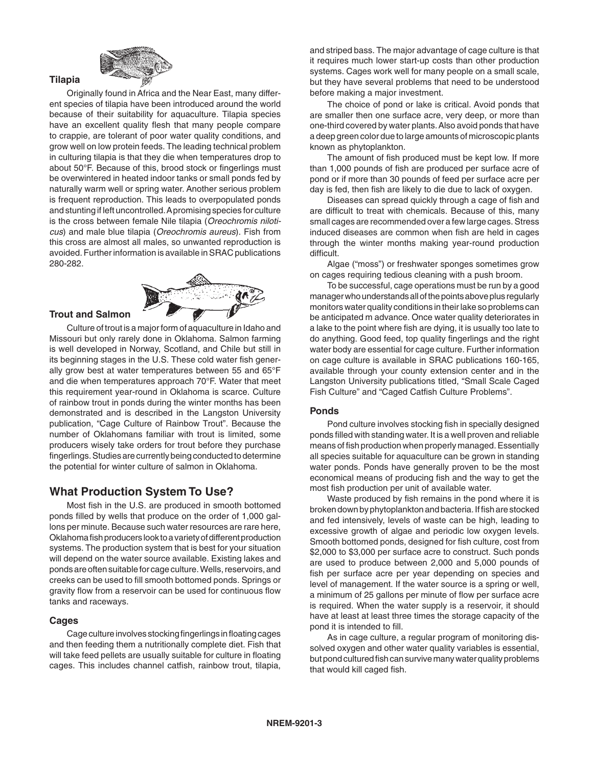### Tilapia

Originally found in Africa and the Near East, many different species of tilapia have been introduced around the world because of their suitability for aquaculture. Tilapia species have an excellent quality flesh that many people compare to crappie, are tolerant of poor water quality conditions, and grow well on low protein feeds. The leading technical problem in culturing tilapia is that they die when temperatures drop to about 50°F. Because of this, brood stock or fingerlings must be overwintered in heated indoor tanks or small ponds fed by naturally warm well or spring water. Another serious problem is frequent reproduction. This leads to overpopulated ponds and stunting if left uncontrolled. A promising species for culture is the cross between female Nile tilapia (*Oreochromis niloticus*) and male blue tilapia (*Oreochromis aureus*). Fish from this cross are almost all males, so unwanted reproduction is avoided. Further information is available in SRAC publications 280-282.

### Trout and Salmon

Culture of trout is a major form of aquaculture in Idaho and Missouri but only rarely done in Oklahoma. Salmon farming is well developed in Norway, Scotland, and Chile but still in its beginning stages in the U.S. These cold water fish generally grow best at water temperatures between 55 and 65°F and die when temperatures approach 70°F. Water that meet this requirement year-round in Oklahoma is scarce. Culture of rainbow trout in ponds during the winter months has been demonstrated and is described in the Langston University publication, "Cage Culture of Rainbow Trout". Because the number of Oklahomans familiar with trout is limited, some producers wisely take orders for trout before they purchase fingerlings. Studies are currently being conducted to determine the potential for winter culture of salmon in Oklahoma.

## What Production System To Use?

Most fish in the U.S. are produced in smooth bottomed ponds filled by wells that produce on the order of 1,000 gallons per minute. Because such water resources are rare here, Oklahoma fish producers look to a variety of different production systems. The production system that is best for your situation will depend on the water source available. Existing lakes and ponds are often suitable for cage culture. Wells, reservoirs, and creeks can be used to fill smooth bottomed ponds. Springs or gravity flow from a reservoir can be used for continuous flow tanks and raceways.

### Cages

Cage culture involves stocking fingerlings in floating cages and then feeding them a nutritionally complete diet. Fish that will take feed pellets are usually suitable for culture in floating cages. This includes channel catfish, rainbow trout, tilapia, and striped bass. The major advantage of cage culture is that it requires much lower start-up costs than other production systems. Cages work well for many people on a small scale, but they have several problems that need to be understood before making a major investment.

The choice of pond or lake is critical. Avoid ponds that are smaller then one surface acre, very deep, or more than one-third covered by water plants. Also avoid ponds that have a deep green color due to large amounts of microscopic plants known as phytoplankton.

The amount of fish produced must be kept low. If more than 1,000 pounds of fish are produced per surface acre of pond or if more than 30 pounds of feed per surface acre per day is fed, then fish are likely to die due to lack of oxygen.

Diseases can spread quickly through a cage of fish and are difficult to treat with chemicals. Because of this, many small cages are recommended over a few large cages. Stress induced diseases are common when fish are held in cages through the winter months making year-round production difficult.

Algae ("moss") or freshwater sponges sometimes grow on cages requiring tedious cleaning with a push broom.

To be successful, cage operations must be run by a good manager who understands all of the points above plus regularly monitors water quality conditions in their lake so problems can be anticipated m advance. Once water quality deteriorates in a lake to the point where fish are dying, it is usually too late to do anything. Good feed, top quality fingerlings and the right water body are essential for cage culture. Further information on cage culture is available in SRAC publications 160-165, available through your county extension center and in the Langston University publications titled, "Small Scale Caged Fish Culture" and "Caged Catfish Culture Problems".

### Ponds

Pond culture involves stocking fish in specially designed ponds filled with standing water. It is a well proven and reliable means of fish production when properly managed. Essentially all species suitable for aquaculture can be grown in standing water ponds. Ponds have generally proven to be the most economical means of producing fish and the way to get the most fish production per unit of available water.

Waste produced by fish remains in the pond where it is broken down by phytoplankton and bacteria. If fish are stocked and fed intensively, levels of waste can be high, leading to excessive growth of algae and periodic low oxygen levels. Smooth bottomed ponds, designed for fish culture, cost from \$2,000 to \$3,000 per surface acre to construct. Such ponds are used to produce between 2,000 and 5,000 pounds of fish per surface acre per year depending on species and level of management. If the water source is a spring or well, a minimum of 25 gallons per minute of flow per surface acre is required. When the water supply is a reservoir, it should have at least at least three times the storage capacity of the pond it is intended to fill.

As in cage culture, a regular program of monitoring dissolved oxygen and other water quality variables is essential, but pond cultured fish can survive many water quality problems that would kill caged fish.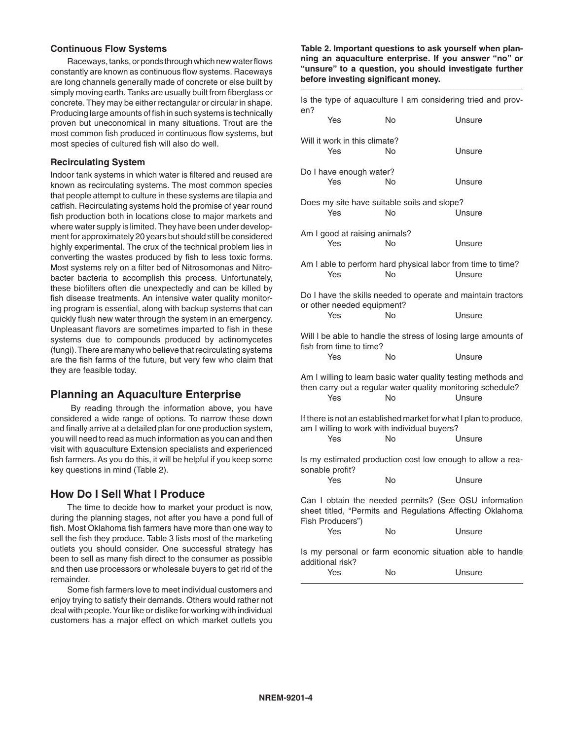### Continuous Flow Systems

Raceways, tanks, or ponds through which new water flows constantly are known as continuous flow systems. Raceways are long channels generally made of concrete or else built by simply moving earth. Tanks are usually built from fiberglass or concrete. They may be either rectangular or circular in shape. Producing large amounts of fish in such systems is technically proven but uneconomical in many situations. Trout are the most common fish produced in continuous flow systems, but most species of cultured fish will also do well.

### Recirculating System

Indoor tank systems in which water is filtered and reused are known as recirculating systems. The most common species that people attempt to culture in these systems are tilapia and catfish. Recirculating systems hold the promise of year round fish production both in locations close to major markets and where water supply is limited. They have been under development for approximately 20 years but should still be considered highly experimental. The crux of the technical problem lies in converting the wastes produced by fish to less toxic forms. Most systems rely on a filter bed of Nitrosomonas and Nitrobacter bacteria to accomplish this process. Unfortunately, these biofilters often die unexpectedly and can be killed by fish disease treatments. An intensive water quality monitoring program is essential, along with backup systems that can quickly flush new water through the system in an emergency. Unpleasant flavors are sometimes imparted to fish in these systems due to compounds produced by actinomycetes (fungi). There are many who believe that recirculating systems are the fish farms of the future, but very few who claim that they are feasible today.

## Planning an Aquaculture Enterprise

By reading through the information above, you have considered a wide range of options. To narrow these down and finally arrive at a detailed plan for one production system, you will need to read as much information as you can and then visit with aquaculture Extension specialists and experienced fish farmers. As you do this, it will be helpful if you keep some key questions in mind (Table 2).

## How Do I Sell What I Produce

The time to decide how to market your product is now, during the planning stages, not after you have a pond full of fish. Most Oklahoma fish farmers have more than one way to sell the fish they produce. Table 3 lists most of the marketing outlets you should consider. One successful strategy has been to sell as many fish direct to the consumer as possible and then use processors or wholesale buyers to get rid of the remainder.

Some fish farmers love to meet individual customers and enjoy trying to satisfy their demands. Others would rather not deal with people. Your like or dislike for working with individual customers has a major effect on which market outlets you

**Table 2. Important questions to ask yourself when planning an aquaculture enterprise. If you answer "no" or "unsure" to a question, you should investigate further before investing significant money.**

Is the type of aquaculture I am considering tried and proven?
Yes No Unsure

Will it work in this climate?
Yes No Unsure

Do I have enough water?
Yes No Unsure

Does my site have suitable soils and slope?
Yes No Unsure

Am I good at raising animals?
Yes No Unsure

Am I able to perform hard physical labor from time to time?
Yes No Unsure

Do I have the skills needed to operate and maintain tractors or other needed equipment?
Yes No Unsure

Will I be able to handle the stress of losing large amounts of fish from time to time?
Yes No Unsure

Am I willing to learn basic water quality testing methods and then carry out a regular water quality monitoring schedule?
Yes No Unsure

If there is not an established market for what I plan to produce, am I willing to work with individual buyers?
Yes No Unsure

Is my estimated production cost low enough to allow a reasonable profit?
Yes No Unsure

Can I obtain the needed permits? (See OSU information sheet titled, "Permits and Regulations Affecting Oklahoma Fish Producers")
Yes No Unsure

Is my personal or farm economic situation able to handle additional risk?
Yes No Unsure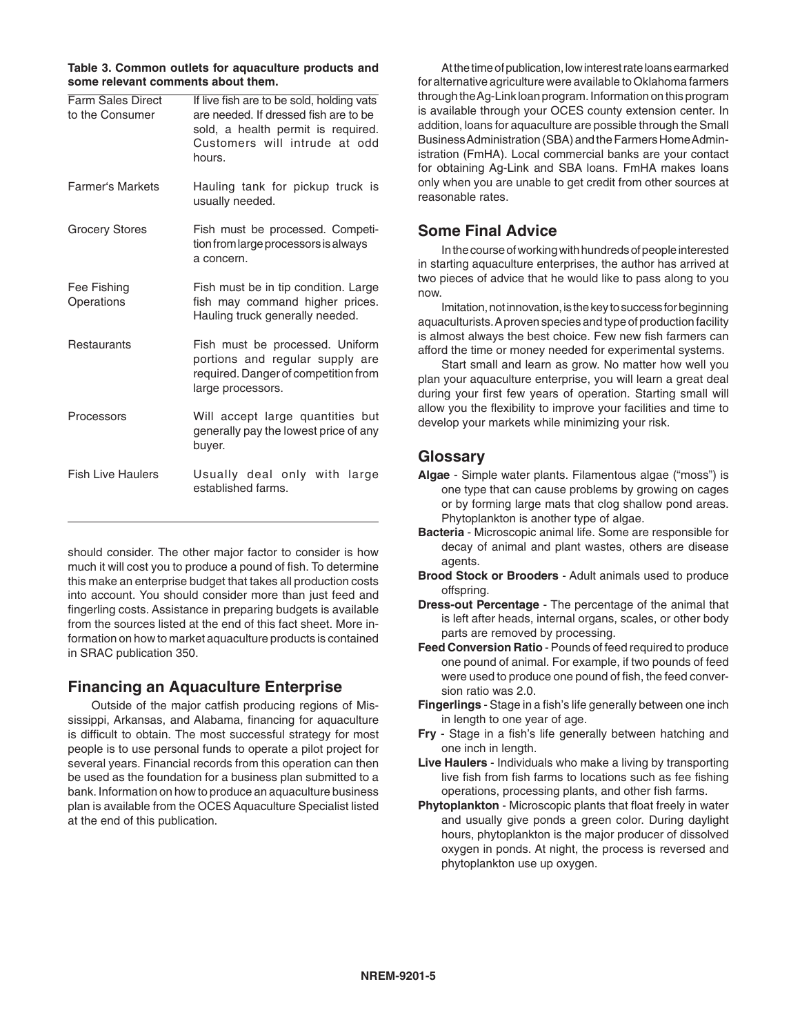**Table 3. Common outlets for aquaculture products and some relevant comments about them.**

| | |
|---|---|
| Farm Sales Direct to the Consumer | If live fish are to be sold, holding vats are needed. If dressed fish are to be sold, a health permit is required. Customers will intrude at odd hours. |
| Farmer's Markets | Hauling tank for pickup truck is usually needed. |
| Grocery Stores | Fish must be processed. Competition from large processors is always a concern. |
| Fee Fishing Operations | Fish must be in tip condition. Large fish may command higher prices. Hauling truck generally needed. |
| Restaurants | Fish must be processed. Uniform portions and regular supply are required. Danger of competition from large processors. |
| Processors | Will accept large quantities but generally pay the lowest price of any buyer. |
| Fish Live Haulers | Usually deal only with large established farms. |

should consider. The other major factor to consider is how much it will cost you to produce a pound of fish. To determine this make an enterprise budget that takes all production costs into account. You should consider more than just feed and fingerling costs. Assistance in preparing budgets is available from the sources listed at the end of this fact sheet. More information on how to market aquaculture products is contained in SRAC publication 350.

## Financing an Aquaculture Enterprise

Outside of the major catfish producing regions of Mississippi, Arkansas, and Alabama, financing for aquaculture is difficult to obtain. The most successful strategy for most people is to use personal funds to operate a pilot project for several years. Financial records from this operation can then be used as the foundation for a business plan submitted to a bank. Information on how to produce an aquaculture business plan is available from the OCES Aquaculture Specialist listed at the end of this publication.

At the time of publication, low interest rate loans earmarked for alternative agriculture were available to Oklahoma farmers through the Ag-Link loan program. Information on this program is available through your OCES county extension center. In addition, loans for aquaculture are possible through the Small Business Administration (SBA) and the Farmers Home Administration (FmHA). Local commercial banks are your contact for obtaining Ag-Link and SBA loans. FmHA makes loans only when you are unable to get credit from other sources at reasonable rates.

## Some Final Advice

In the course of working with hundreds of people interested in starting aquaculture enterprises, the author has arrived at two pieces of advice that he would like to pass along to you now.

Imitation, not innovation, is the key to success for beginning aquaculturists. A proven species and type of production facility is almost always the best choice. Few new fish farmers can afford the time or money needed for experimental systems.

Start small and learn as grow. No matter how well you plan your aquaculture enterprise, you will learn a great deal during your first few years of operation. Starting small will allow you the flexibility to improve your facilities and time to develop your markets while minimizing your risk.

## Glossary

**Algae** - Simple water plants. Filamentous algae ("moss") is one type that can cause problems by growing on cages or by forming large mats that clog shallow pond areas. Phytoplankton is another type of algae.

**Bacteria** - Microscopic animal life. Some are responsible for decay of animal and plant wastes, others are disease agents.

**Brood Stock or Brooders** - Adult animals used to produce offspring.

**Dress-out Percentage** - The percentage of the animal that is left after heads, internal organs, scales, or other body parts are removed by processing.

**Feed Conversion Ratio** - Pounds of feed required to produce one pound of animal. For example, if two pounds of feed were used to produce one pound of fish, the feed conversion ratio was 2.0.

**Fingerlings** - Stage in a fish's life generally between one inch in length to one year of age.

**Fry** - Stage in a fish's life generally between hatching and one inch in length.

**Live Haulers** - Individuals who make a living by transporting live fish from fish farms to locations such as fee fishing operations, processing plants, and other fish farms.

**Phytoplankton** - Microscopic plants that float freely in water and usually give ponds a green color. During daylight hours, phytoplankton is the major producer of dissolved oxygen in ponds. At night, the process is reversed and phytoplankton use up oxygen.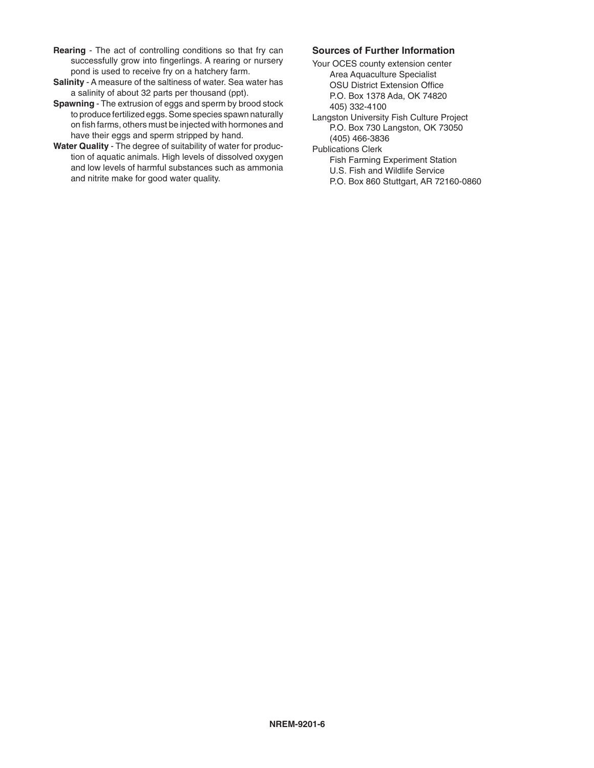**Rearing** - The act of controlling conditions so that fry can successfully grow into fingerlings. A rearing or nursery pond is used to receive fry on a hatchery farm.

**Salinity** - A measure of the saltiness of water. Sea water has a salinity of about 32 parts per thousand (ppt).

**Spawning** - The extrusion of eggs and sperm by brood stock to produce fertilized eggs. Some species spawn naturally on fish farms, others must be injected with hormones and have their eggs and sperm stripped by hand.

**Water Quality** - The degree of suitability of water for production of aquatic animals. High levels of dissolved oxygen and low levels of harmful substances such as ammonia and nitrite make for good water quality.

## Sources of Further Information

Your OCES county extension center
Area Aquaculture Specialist
OSU District Extension Office
P.O. Box 1378 Ada, OK 74820
405) 332-4100

Langston University Fish Culture Project
P.O. Box 730 Langston, OK 73050
(405) 466-3836

Publications Clerk
Fish Farming Experiment Station
U.S. Fish and Wildlife Service
P.O. Box 860 Stuttgart, AR 72160-0860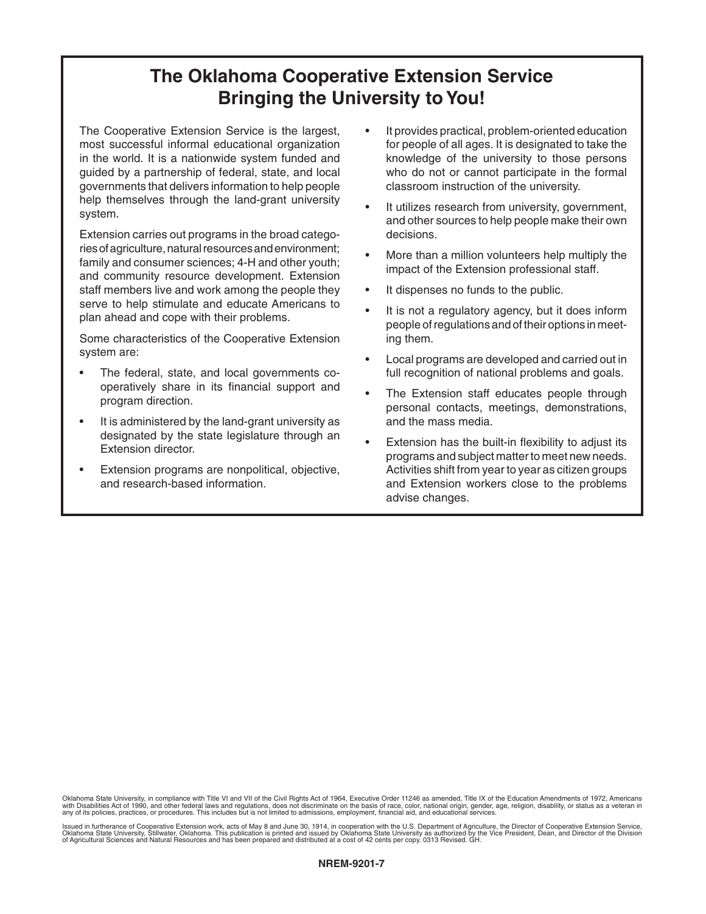## The Oklahoma Cooperative Extension Service
## Bringing the University to You!

The Cooperative Extension Service is the largest, most successful informal educational organization in the world. It is a nationwide system funded and guided by a partnership of federal, state, and local governments that delivers information to help people help themselves through the land-grant university system.

Extension carries out programs in the broad categories of agriculture, natural resources and environment; family and consumer sciences; 4-H and other youth; and community resource development. Extension staff members live and work among the people they serve to help stimulate and educate Americans to plan ahead and cope with their problems.

Some characteristics of the Cooperative Extension system are:

- The federal, state, and local governments cooperatively share in its financial support and program direction.
- It is administered by the land-grant university as designated by the state legislature through an Extension director.
- Extension programs are nonpolitical, objective, and research-based information.
- It provides practical, problem-oriented education for people of all ages. It is designated to take the knowledge of the university to those persons who do not or cannot participate in the formal classroom instruction of the university.
- It utilizes research from university, government, and other sources to help people make their own decisions.
- More than a million volunteers help multiply the impact of the Extension professional staff.
- It dispenses no funds to the public.
- It is not a regulatory agency, but it does inform people of regulations and of their options in meeting them.
- Local programs are developed and carried out in full recognition of national problems and goals.
- The Extension staff educates people through personal contacts, meetings, demonstrations, and the mass media.
- Extension has the built-in flexibility to adjust its programs and subject matter to meet new needs. Activities shift from year to year as citizen groups and Extension workers close to the problems advise changes.

Oklahoma State University, in compliance with Title VI and VII of the Civil Rights Act of 1964, Executive Order 11246 as amended, Title IX of the Education Amendments of 1972, Americans with Disabilities Act of 1990, and other federal laws and regulations, does not discriminate on the basis of race, color, national origin, gender, age, religion, disability, or status as a veteran in any of its policies, practices, or procedures. This includes but is not limited to admissions, employment, financial aid, and educational services.

Issued in furtherance of Cooperative Extension work, acts of May 8 and June 30, 1914, in cooperation with the U.S. Department of Agriculture, the Director of Cooperative Extension Service, Oklahoma State University, Stillwater, Oklahoma. This publication is printed and issued by Oklahoma State University as authorized by the Vice President, Dean, and Director of the Division of Agricultural Sciences and Natural Resources and has been prepared and distributed at a cost of 42 cents per copy. 0313 Revised. GH.

**NREM-9201-7**